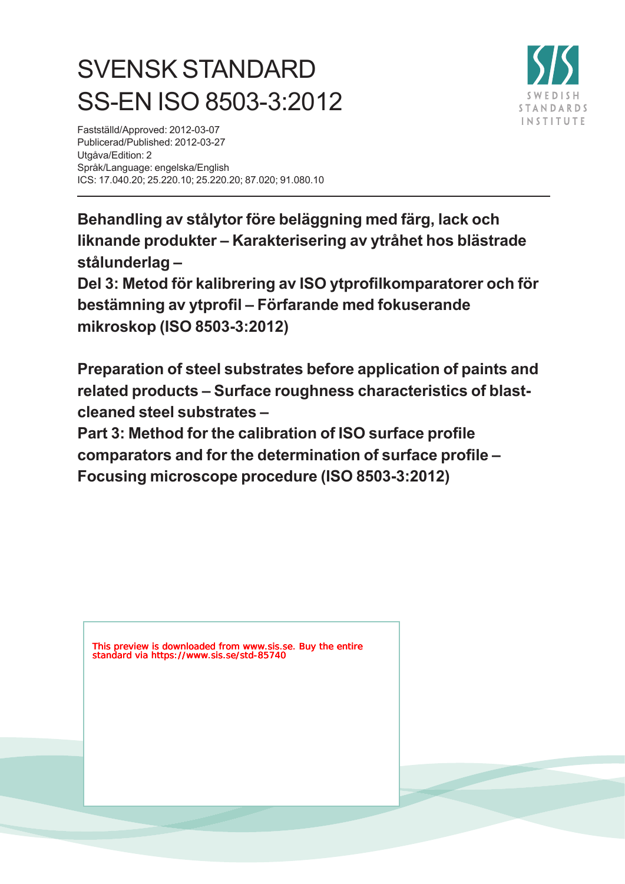# SVENSK STANDARD
# SS-EN ISO 8503-3:2012

Fastställd/Approved: 2012-03-07
Publicerad/Published: 2012-03-27
Utgåva/Edition: 2
Språk/Language: engelska/English
ICS: 17.040.20; 25.220.10; 25.220.20; 87.020; 91.080.10

**Behandling av stålytor före beläggning med färg, lack och liknande produkter – Karakterisering av ytråhet hos blästrade stålunderlag –**
**Del 3: Metod för kalibrering av ISO ytprofilkomparatorer och för bestämning av ytprofil – Förfarande med fokuserande mikroskop (ISO 8503-3:2012)**

**Preparation of steel substrates before application of paints and related products – Surface roughness characteristics of blast-cleaned steel substrates –**
**Part 3: Method for the calibration of ISO surface profile comparators and for the determination of surface profile – Focusing microscope procedure (ISO 8503-3:2012)**

This preview is downloaded from www.sis.se. Buy the entire standard via https://www.sis.se/std-85740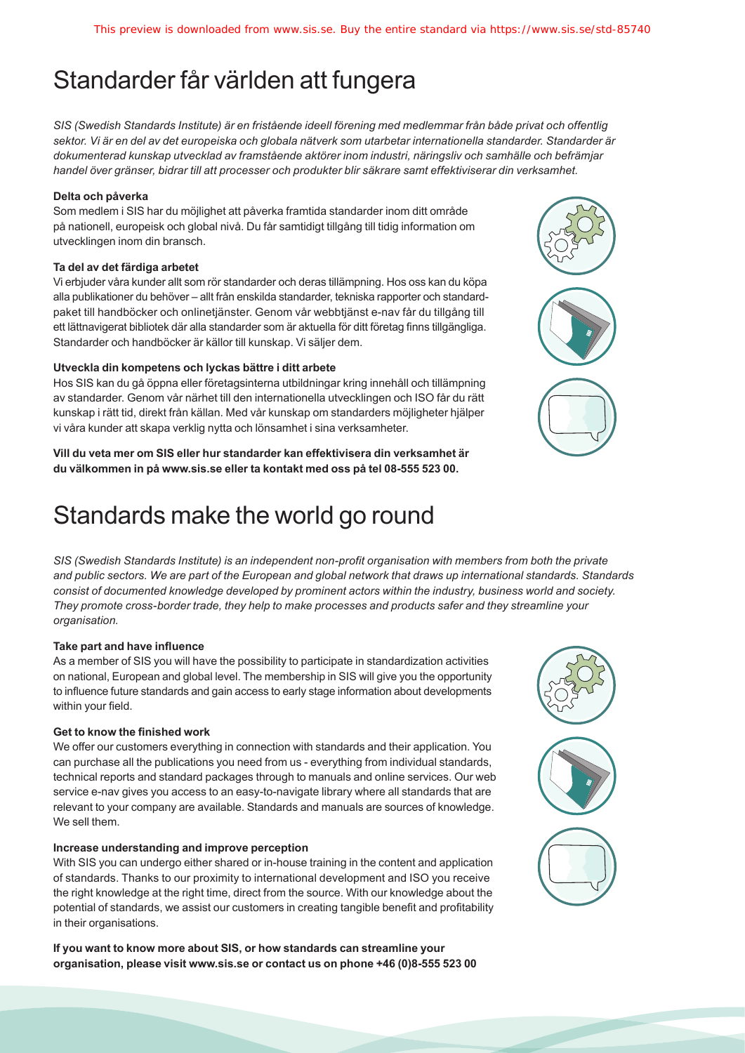# Standarder får världen att fungera

*SIS (Swedish Standards Institute) är en fristående ideell förening med medlemmar från både privat och offentlig sektor. Vi är en del av det europeiska och globala nätverk som utarbetar internationella standarder. Standarder är dokumenterad kunskap utvecklad av framstående aktörer inom industri, näringsliv och samhälle och befrämjar handel över gränser, bidrar till att processer och produkter blir säkrare samt effektiviserar din verksamhet.*

**Delta och påverka**

Som medlem i SIS har du möjlighet att påverka framtida standarder inom ditt område på nationell, europeisk och global nivå. Du får samtidigt tillgång till tidig information om utvecklingen inom din bransch.

**Ta del av det färdiga arbetet**

Vi erbjuder våra kunder allt som rör standarder och deras tillämpning. Hos oss kan du köpa alla publikationer du behöver – allt från enskilda standarder, tekniska rapporter och standardpaket till handböcker och onlinetjänster. Genom vår webbtjänst e-nav får du tillgång till ett lättnavigerat bibliotek där alla standarder som är aktuella för ditt företag finns tillgängliga. Standarder och handböcker är källor till kunskap. Vi säljer dem.

**Utveckla din kompetens och lyckas bättre i ditt arbete**

Hos SIS kan du gå öppna eller företagsinterna utbildningar kring innehåll och tillämpning av standarder. Genom vår närhet till den internationella utvecklingen och ISO får du rätt kunskap i rätt tid, direkt från källan. Med vår kunskap om standarders möjligheter hjälper vi våra kunder att skapa verklig nytta och lönsamhet i sina verksamheter.

**Vill du veta mer om SIS eller hur standarder kan effektivisera din verksamhet är du välkommen in på www.sis.se eller ta kontakt med oss på tel 08-555 523 00.**

# Standards make the world go round

*SIS (Swedish Standards Institute) is an independent non-profit organisation with members from both the private and public sectors. We are part of the European and global network that draws up international standards. Standards consist of documented knowledge developed by prominent actors within the industry, business world and society. They promote cross-border trade, they help to make processes and products safer and they streamline your organisation.*

**Take part and have influence**

As a member of SIS you will have the possibility to participate in standardization activities on national, European and global level. The membership in SIS will give you the opportunity to influence future standards and gain access to early stage information about developments within your field.

**Get to know the finished work**

We offer our customers everything in connection with standards and their application. You can purchase all the publications you need from us - everything from individual standards, technical reports and standard packages through to manuals and online services. Our web service e-nav gives you access to an easy-to-navigate library where all standards that are relevant to your company are available. Standards and manuals are sources of knowledge. We sell them.

**Increase understanding and improve perception**

With SIS you can undergo either shared or in-house training in the content and application of standards. Thanks to our proximity to international development and ISO you receive the right knowledge at the right time, direct from the source. With our knowledge about the potential of standards, we assist our customers in creating tangible benefit and profitability in their organisations.

**If you want to know more about SIS, or how standards can streamline your organisation, please visit www.sis.se or contact us on phone +46 (0)8-555 523 00**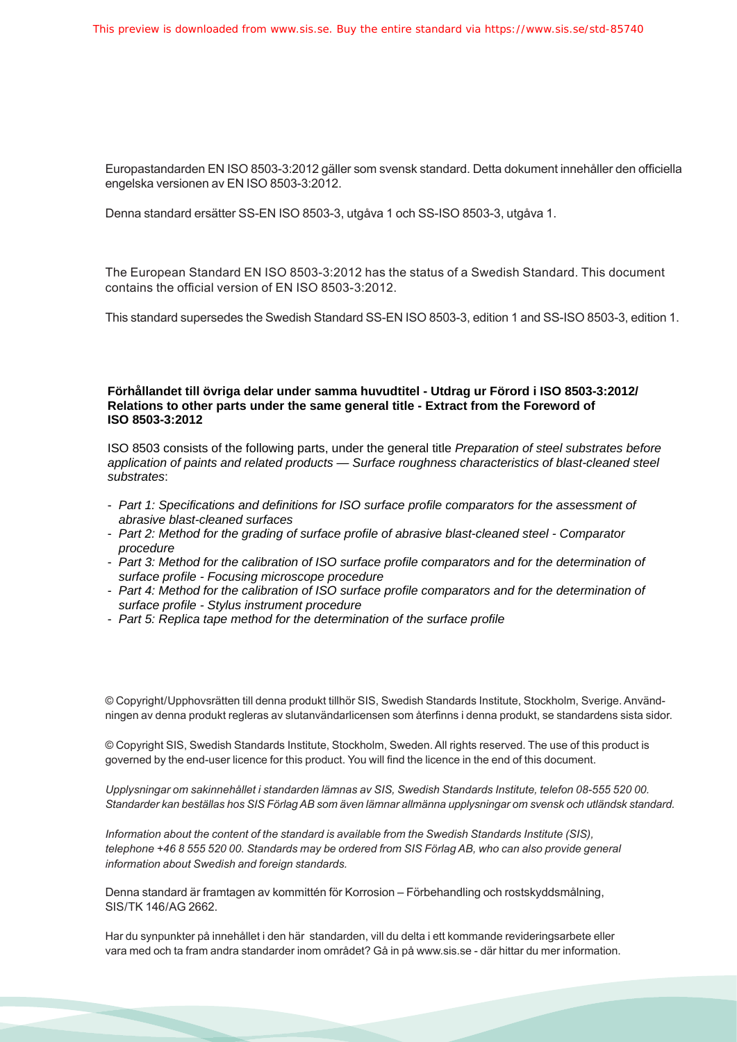Europastandarden EN ISO 8503-3:2012 gäller som svensk standard. Detta dokument innehåller den officiella engelska versionen av EN ISO 8503-3:2012.

Denna standard ersätter SS-EN ISO 8503-3, utgåva 1 och SS-ISO 8503-3, utgåva 1.

The European Standard EN ISO 8503-3:2012 has the status of a Swedish Standard. This document contains the official version of EN ISO 8503-3:2012.

This standard supersedes the Swedish Standard SS-EN ISO 8503-3, edition 1 and SS-ISO 8503-3, edition 1.

**Förhållandet till övriga delar under samma huvudtitel - Utdrag ur Förord i ISO 8503-3:2012/ Relations to other parts under the same general title - Extract from the Foreword of ISO 8503-3:2012**

ISO 8503 consists of the following parts, under the general title *Preparation of steel substrates before application of paints and related products — Surface roughness characteristics of blast-cleaned steel substrates*:

- *Part 1: Specifications and definitions for ISO surface profile comparators for the assessment of abrasive blast-cleaned surfaces*
- *Part 2: Method for the grading of surface profile of abrasive blast-cleaned steel - Comparator procedure*
- *Part 3: Method for the calibration of ISO surface profile comparators and for the determination of surface profile - Focusing microscope procedure*
- *Part 4: Method for the calibration of ISO surface profile comparators and for the determination of surface profile - Stylus instrument procedure*
- *Part 5: Replica tape method for the determination of the surface profile*

© Copyright/Upphovsrätten till denna produkt tillhör SIS, Swedish Standards Institute, Stockholm, Sverige. Användningen av denna produkt regleras av slutanvändarlicensen som återfinns i denna produkt, se standardens sista sidor.

© Copyright SIS, Swedish Standards Institute, Stockholm, Sweden. All rights reserved. The use of this product is governed by the end-user licence for this product. You will find the licence in the end of this document.

*Upplysningar om sakinnehållet i standarden lämnas av SIS, Swedish Standards Institute, telefon 08-555 520 00. Standarder kan beställas hos SIS Förlag AB som även lämnar allmänna upplysningar om svensk och utländsk standard.*

*Information about the content of the standard is available from the Swedish Standards Institute (SIS), telephone +46 8 555 520 00. Standards may be ordered from SIS Förlag AB, who can also provide general information about Swedish and foreign standards.*

Denna standard är framtagen av kommittén för Korrosion – Förbehandling och rostskyddsmålning, SIS/TK 146/AG 2662.

Har du synpunkter på innehållet i den här standarden, vill du delta i ett kommande revideringsarbete eller vara med och ta fram andra standarder inom området? Gå in på www.sis.se - där hittar du mer information.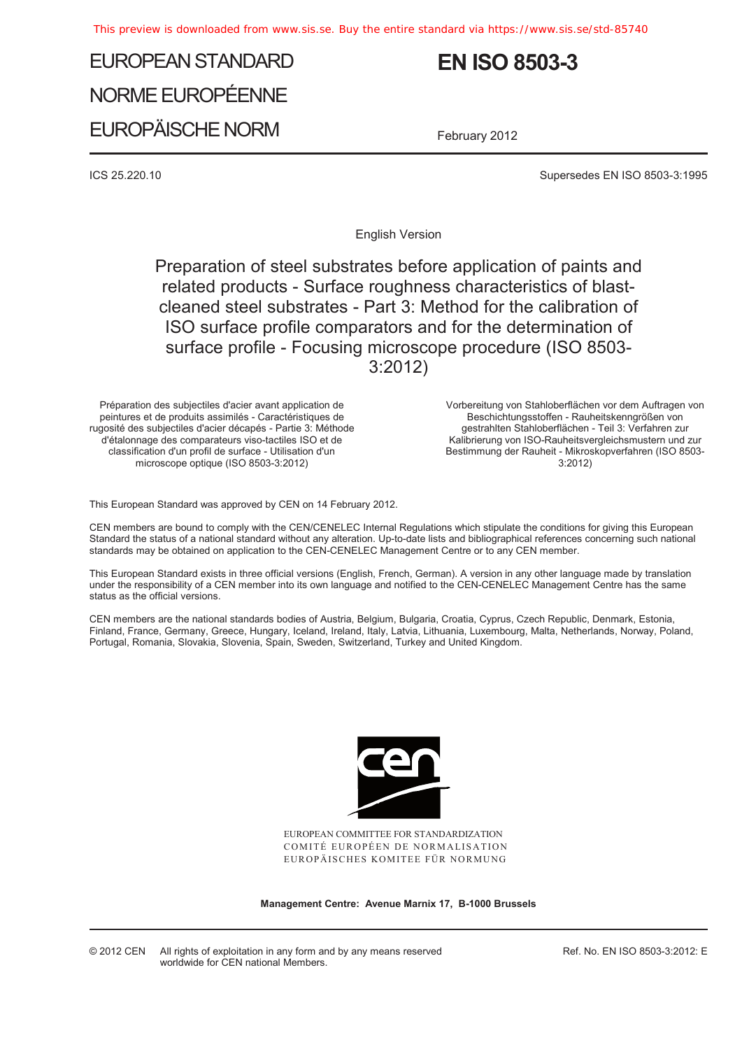EUROPEAN STANDARD

NORME EUROPÉENNE

EUROPÄISCHE NORM

# EN ISO 8503-3

February 2012

ICS 25.220.10

Supersedes EN ISO 8503-3:1995

English Version

## Preparation of steel substrates before application of paints and related products - Surface roughness characteristics of blast-cleaned steel substrates - Part 3: Method for the calibration of ISO surface profile comparators and for the determination of surface profile - Focusing microscope procedure (ISO 8503-3:2012)

Préparation des subjectiles d'acier avant application de peintures et de produits assimilés - Caractéristiques de rugosité des subjectiles d'acier décapés - Partie 3: Méthode d'étalonnage des comparateurs viso-tactiles ISO et de classification d'un profil de surface - Utilisation d'un microscope optique (ISO 8503-3:2012)

Vorbereitung von Stahloberflächen vor dem Auftragen von Beschichtungsstoffen - Rauheitskenngrößen von gestrahlten Stahloberflächen - Teil 3: Verfahren zur Kalibrierung von ISO-Rauheitsvergleichsmustern und zur Bestimmung der Rauheit - Mikroskopverfahren (ISO 8503-3:2012)

This European Standard was approved by CEN on 14 February 2012.

CEN members are bound to comply with the CEN/CENELEC Internal Regulations which stipulate the conditions for giving this European Standard the status of a national standard without any alteration. Up-to-date lists and bibliographical references concerning such national standards may be obtained on application to the CEN-CENELEC Management Centre or to any CEN member.

This European Standard exists in three official versions (English, French, German). A version in any other language made by translation under the responsibility of a CEN member into its own language and notified to the CEN-CENELEC Management Centre has the same status as the official versions.

CEN members are the national standards bodies of Austria, Belgium, Bulgaria, Croatia, Cyprus, Czech Republic, Denmark, Estonia, Finland, France, Germany, Greece, Hungary, Iceland, Ireland, Italy, Latvia, Lithuania, Luxembourg, Malta, Netherlands, Norway, Poland, Portugal, Romania, Slovakia, Slovenia, Spain, Sweden, Switzerland, Turkey and United Kingdom.

EUROPEAN COMMITTEE FOR STANDARDIZATION
COMITÉ EUROPÉEN DE NORMALISATION
EUROPÄISCHES KOMITEE FÜR NORMUNG

**Management Centre: Avenue Marnix 17, B-1000 Brussels**

© 2012 CEN All rights of exploitation in any form and by any means reserved worldwide for CEN national Members.

Ref. No. EN ISO 8503-3:2012: E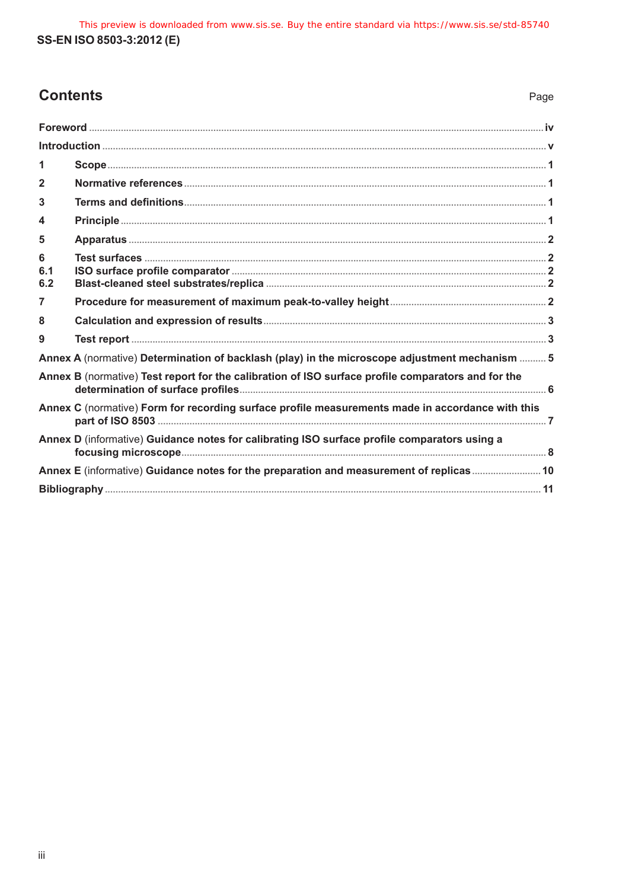## Contents

| | | Page |
|---|---|---|
| **Foreword** | | **iv** |
| **Introduction** | | **v** |
| **1** | **Scope** | **1** |
| **2** | **Normative references** | **1** |
| **3** | **Terms and definitions** | **1** |
| **4** | **Principle** | **1** |
| **5** | **Apparatus** | **2** |
| **6** | **Test surfaces** | **2** |
| **6.1** | **ISO surface profile comparator** | **2** |
| **6.2** | **Blast-cleaned steel substrates/replica** | **2** |
| **7** | **Procedure for measurement of maximum peak-to-valley height** | **2** |
| **8** | **Calculation and expression of results** | **3** |
| **9** | **Test report** | **3** |
| **Annex A** (normative) **Determination of backlash (play) in the microscope adjustment mechanism** | | **5** |
| **Annex B** (normative) **Test report for the calibration of ISO surface profile comparators and for the determination of surface profiles** | | **6** |
| **Annex C** (normative) **Form for recording surface profile measurements made in accordance with this part of ISO 8503** | | **7** |
| **Annex D** (informative) **Guidance notes for calibrating ISO surface profile comparators using a focusing microscope** | | **8** |
| **Annex E** (informative) **Guidance notes for the preparation and measurement of replicas** | | **10** |
| **Bibliography** | | **11** |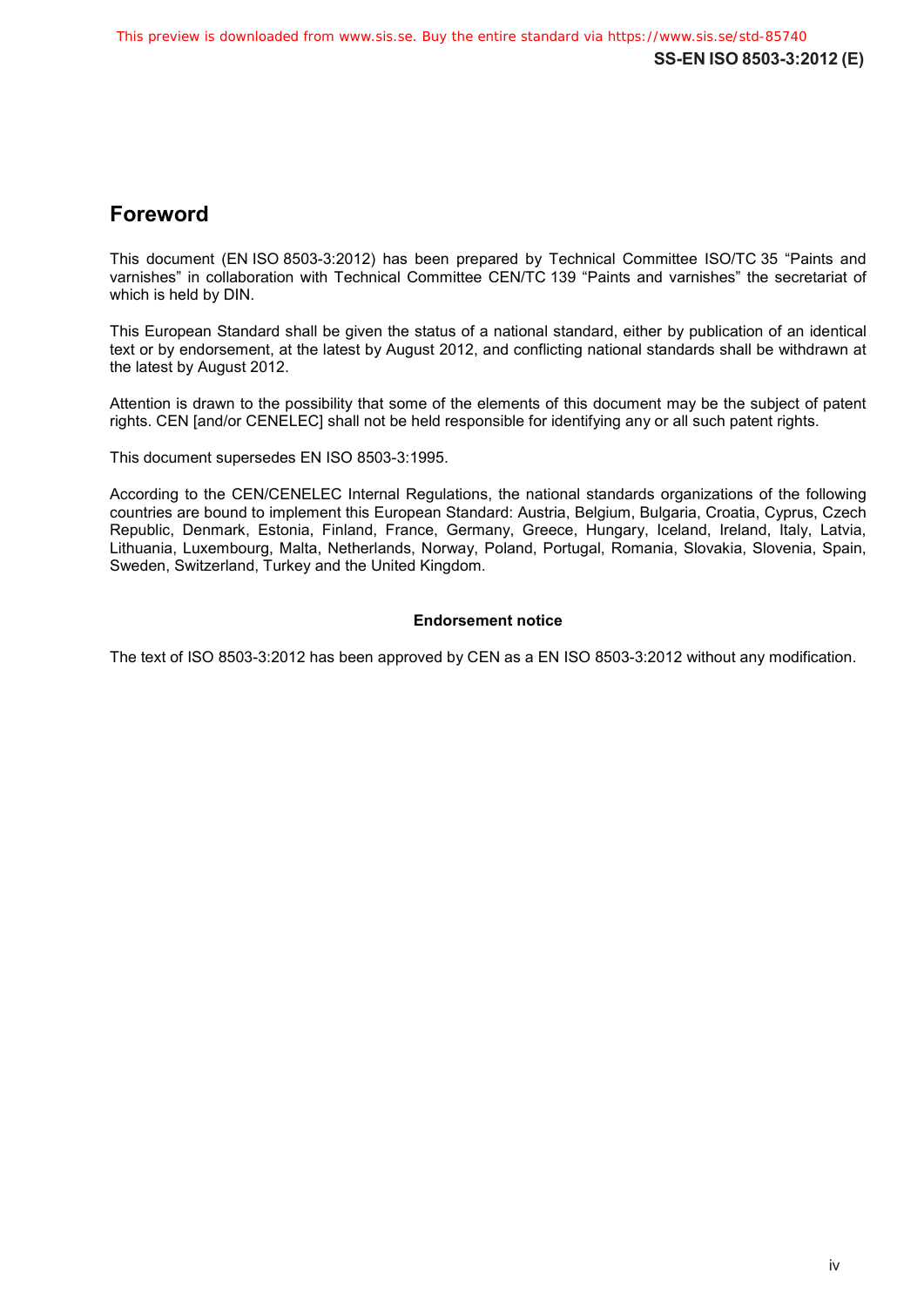# Foreword

This document (EN ISO 8503-3:2012) has been prepared by Technical Committee ISO/TC 35 “Paints and varnishes” in collaboration with Technical Committee CEN/TC 139 “Paints and varnishes” the secretariat of which is held by DIN.

This European Standard shall be given the status of a national standard, either by publication of an identical text or by endorsement, at the latest by August 2012, and conflicting national standards shall be withdrawn at the latest by August 2012.

Attention is drawn to the possibility that some of the elements of this document may be the subject of patent rights. CEN [and/or CENELEC] shall not be held responsible for identifying any or all such patent rights.

This document supersedes EN ISO 8503-3:1995.

According to the CEN/CENELEC Internal Regulations, the national standards organizations of the following countries are bound to implement this European Standard: Austria, Belgium, Bulgaria, Croatia, Cyprus, Czech Republic, Denmark, Estonia, Finland, France, Germany, Greece, Hungary, Iceland, Ireland, Italy, Latvia, Lithuania, Luxembourg, Malta, Netherlands, Norway, Poland, Portugal, Romania, Slovakia, Slovenia, Spain, Sweden, Switzerland, Turkey and the United Kingdom.

**Endorsement notice**

The text of ISO 8503-3:2012 has been approved by CEN as a EN ISO 8503-3:2012 without any modification.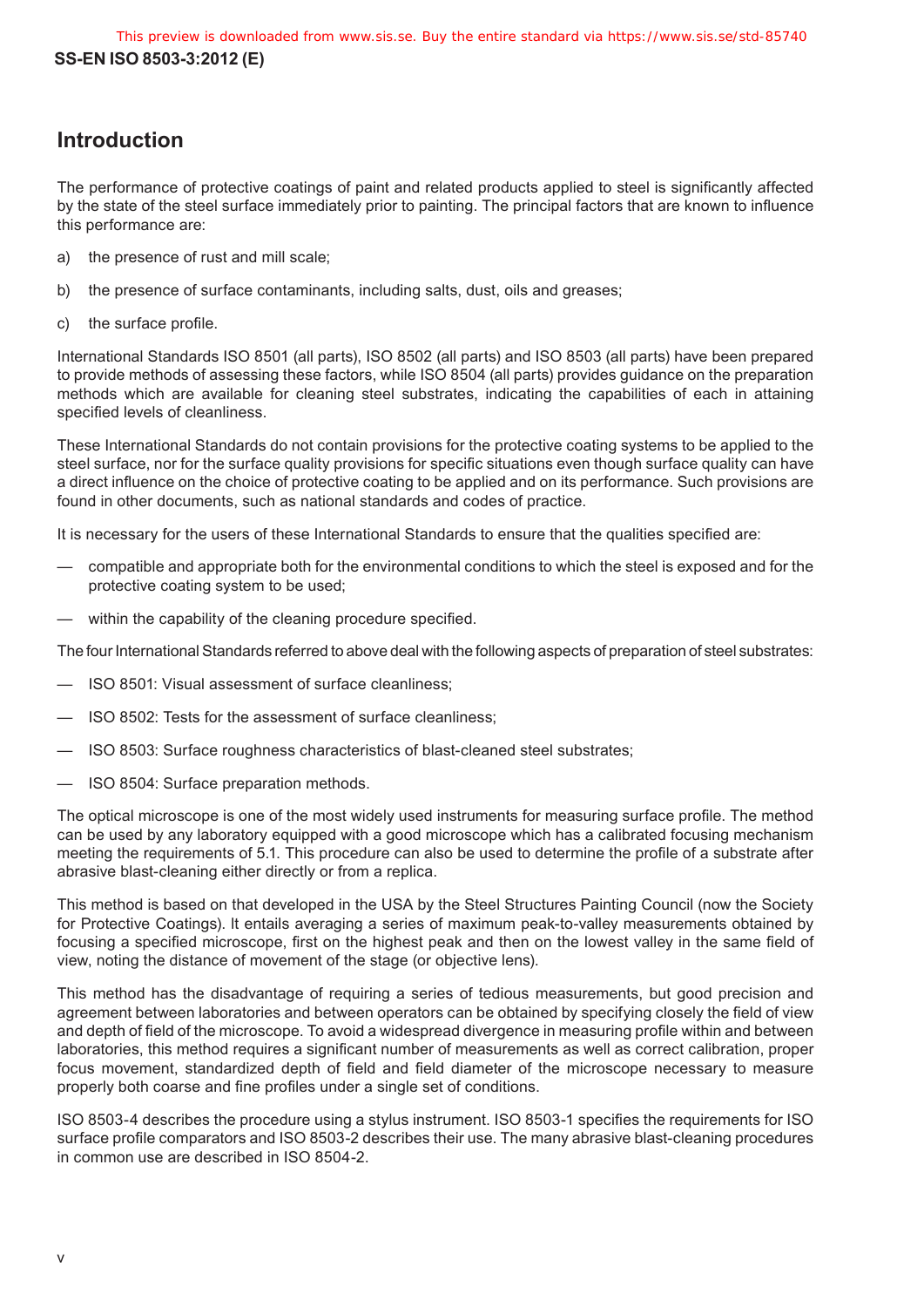## Introduction

The performance of protective coatings of paint and related products applied to steel is significantly affected by the state of the steel surface immediately prior to painting. The principal factors that are known to influence this performance are:

a) the presence of rust and mill scale;

b) the presence of surface contaminants, including salts, dust, oils and greases;

c) the surface profile.

International Standards ISO 8501 (all parts), ISO 8502 (all parts) and ISO 8503 (all parts) have been prepared to provide methods of assessing these factors, while ISO 8504 (all parts) provides guidance on the preparation methods which are available for cleaning steel substrates, indicating the capabilities of each in attaining specified levels of cleanliness.

These International Standards do not contain provisions for the protective coating systems to be applied to the steel surface, nor for the surface quality provisions for specific situations even though surface quality can have a direct influence on the choice of protective coating to be applied and on its performance. Such provisions are found in other documents, such as national standards and codes of practice.

It is necessary for the users of these International Standards to ensure that the qualities specified are:

— compatible and appropriate both for the environmental conditions to which the steel is exposed and for the protective coating system to be used;

— within the capability of the cleaning procedure specified.

The four International Standards referred to above deal with the following aspects of preparation of steel substrates:

— ISO 8501: Visual assessment of surface cleanliness;

— ISO 8502: Tests for the assessment of surface cleanliness;

— ISO 8503: Surface roughness characteristics of blast-cleaned steel substrates;

— ISO 8504: Surface preparation methods.

The optical microscope is one of the most widely used instruments for measuring surface profile. The method can be used by any laboratory equipped with a good microscope which has a calibrated focusing mechanism meeting the requirements of 5.1. This procedure can also be used to determine the profile of a substrate after abrasive blast-cleaning either directly or from a replica.

This method is based on that developed in the USA by the Steel Structures Painting Council (now the Society for Protective Coatings). It entails averaging a series of maximum peak-to-valley measurements obtained by focusing a specified microscope, first on the highest peak and then on the lowest valley in the same field of view, noting the distance of movement of the stage (or objective lens).

This method has the disadvantage of requiring a series of tedious measurements, but good precision and agreement between laboratories and between operators can be obtained by specifying closely the field of view and depth of field of the microscope. To avoid a widespread divergence in measuring profile within and between laboratories, this method requires a significant number of measurements as well as correct calibration, proper focus movement, standardized depth of field and field diameter of the microscope necessary to measure properly both coarse and fine profiles under a single set of conditions.

ISO 8503-4 describes the procedure using a stylus instrument. ISO 8503-1 specifies the requirements for ISO surface profile comparators and ISO 8503-2 describes their use. The many abrasive blast-cleaning procedures in common use are described in ISO 8504-2.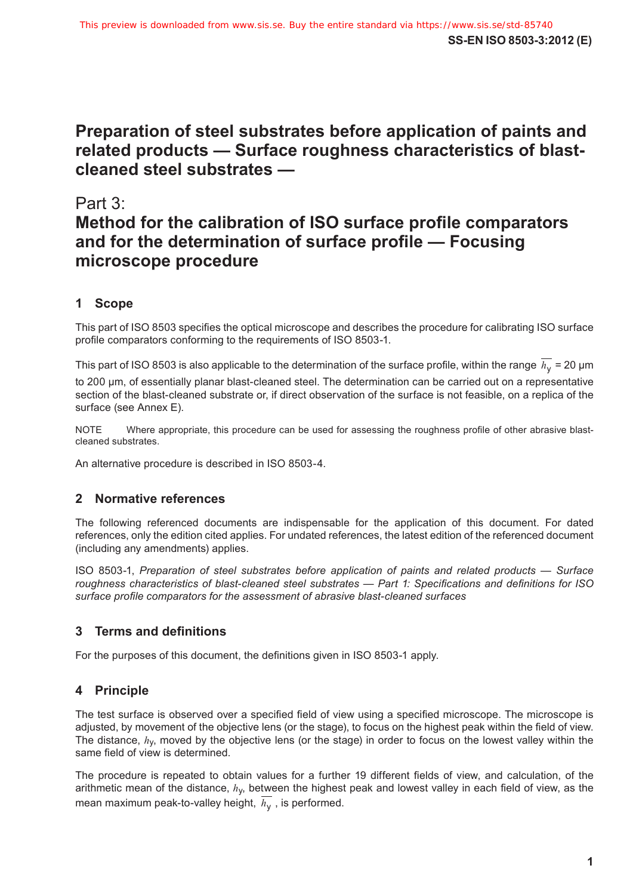# Preparation of steel substrates before application of paints and related products — Surface roughness characteristics of blast-cleaned steel substrates —

# Part 3:
# Method for the calibration of ISO surface profile comparators and for the determination of surface profile — Focusing microscope procedure

## 1 Scope

This part of ISO 8503 specifies the optical microscope and describes the procedure for calibrating ISO surface profile comparators conforming to the requirements of ISO 8503-1.

This part of ISO 8503 is also applicable to the determination of the surface profile, within the range $\overline{h_y}$ = 20 µm to 200 µm, of essentially planar blast-cleaned steel. The determination can be carried out on a representative section of the blast-cleaned substrate or, if direct observation of the surface is not feasible, on a replica of the surface (see Annex E).

NOTE Where appropriate, this procedure can be used for assessing the roughness profile of other abrasive blast-cleaned substrates.

An alternative procedure is described in ISO 8503-4.

## 2 Normative references

The following referenced documents are indispensable for the application of this document. For dated references, only the edition cited applies. For undated references, the latest edition of the referenced document (including any amendments) applies.

ISO 8503-1, *Preparation of steel substrates before application of paints and related products — Surface roughness characteristics of blast-cleaned steel substrates — Part 1: Specifications and definitions for ISO surface profile comparators for the assessment of abrasive blast-cleaned surfaces*

## 3 Terms and definitions

For the purposes of this document, the definitions given in ISO 8503-1 apply.

## 4 Principle

The test surface is observed over a specified field of view using a specified microscope. The microscope is adjusted, by movement of the objective lens (or the stage), to focus on the highest peak within the field of view. The distance, $h_y$, moved by the objective lens (or the stage) in order to focus on the lowest valley within the same field of view is determined.

The procedure is repeated to obtain values for a further 19 different fields of view, and calculation, of the arithmetic mean of the distance, $h_y$, between the highest peak and lowest valley in each field of view, as the mean maximum peak-to-valley height, $\overline{h_y}$ , is performed.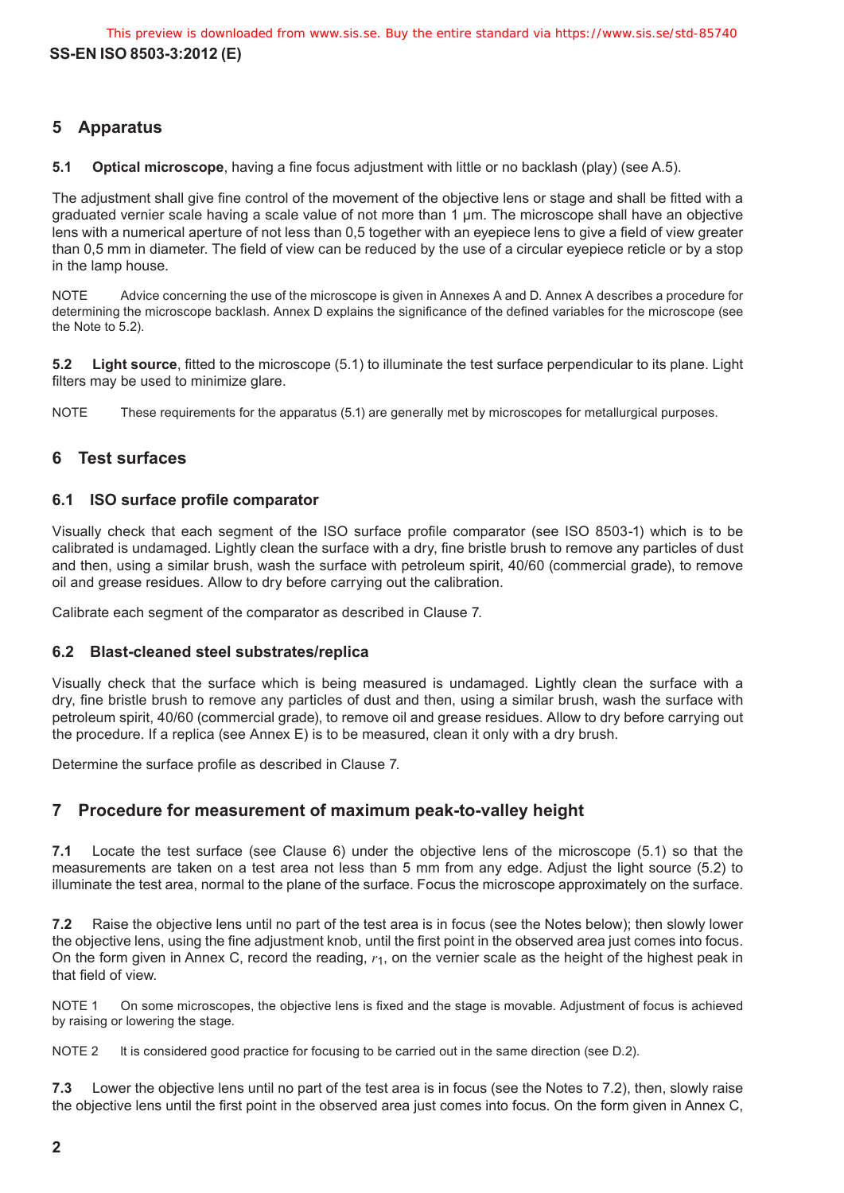## 5 Apparatus

**5.1 Optical microscope**, having a fine focus adjustment with little or no backlash (play) (see A.5).

The adjustment shall give fine control of the movement of the objective lens or stage and shall be fitted with a graduated vernier scale having a scale value of not more than 1 µm. The microscope shall have an objective lens with a numerical aperture of not less than 0,5 together with an eyepiece lens to give a field of view greater than 0,5 mm in diameter. The field of view can be reduced by the use of a circular eyepiece reticle or by a stop in the lamp house.

NOTE Advice concerning the use of the microscope is given in Annexes A and D. Annex A describes a procedure for determining the microscope backlash. Annex D explains the significance of the defined variables for the microscope (see the Note to 5.2).

**5.2 Light source**, fitted to the microscope (5.1) to illuminate the test surface perpendicular to its plane. Light filters may be used to minimize glare.

NOTE These requirements for the apparatus (5.1) are generally met by microscopes for metallurgical purposes.

## 6 Test surfaces

### 6.1 ISO surface profile comparator

Visually check that each segment of the ISO surface profile comparator (see ISO 8503-1) which is to be calibrated is undamaged. Lightly clean the surface with a dry, fine bristle brush to remove any particles of dust and then, using a similar brush, wash the surface with petroleum spirit, 40/60 (commercial grade), to remove oil and grease residues. Allow to dry before carrying out the calibration.

Calibrate each segment of the comparator as described in Clause 7.

### 6.2 Blast-cleaned steel substrates/replica

Visually check that the surface which is being measured is undamaged. Lightly clean the surface with a dry, fine bristle brush to remove any particles of dust and then, using a similar brush, wash the surface with petroleum spirit, 40/60 (commercial grade), to remove oil and grease residues. Allow to dry before carrying out the procedure. If a replica (see Annex E) is to be measured, clean it only with a dry brush.

Determine the surface profile as described in Clause 7.

## 7 Procedure for measurement of maximum peak-to-valley height

**7.1** Locate the test surface (see Clause 6) under the objective lens of the microscope (5.1) so that the measurements are taken on a test area not less than 5 mm from any edge. Adjust the light source (5.2) to illuminate the test area, normal to the plane of the surface. Focus the microscope approximately on the surface.

**7.2** Raise the objective lens until no part of the test area is in focus (see the Notes below); then slowly lower the objective lens, using the fine adjustment knob, until the first point in the observed area just comes into focus. On the form given in Annex C, record the reading, $r_1$, on the vernier scale as the height of the highest peak in that field of view.

NOTE 1 On some microscopes, the objective lens is fixed and the stage is movable. Adjustment of focus is achieved by raising or lowering the stage.

NOTE 2 It is considered good practice for focusing to be carried out in the same direction (see D.2).

**7.3** Lower the objective lens until no part of the test area is in focus (see the Notes to 7.2), then, slowly raise the objective lens until the first point in the observed area just comes into focus. On the form given in Annex C,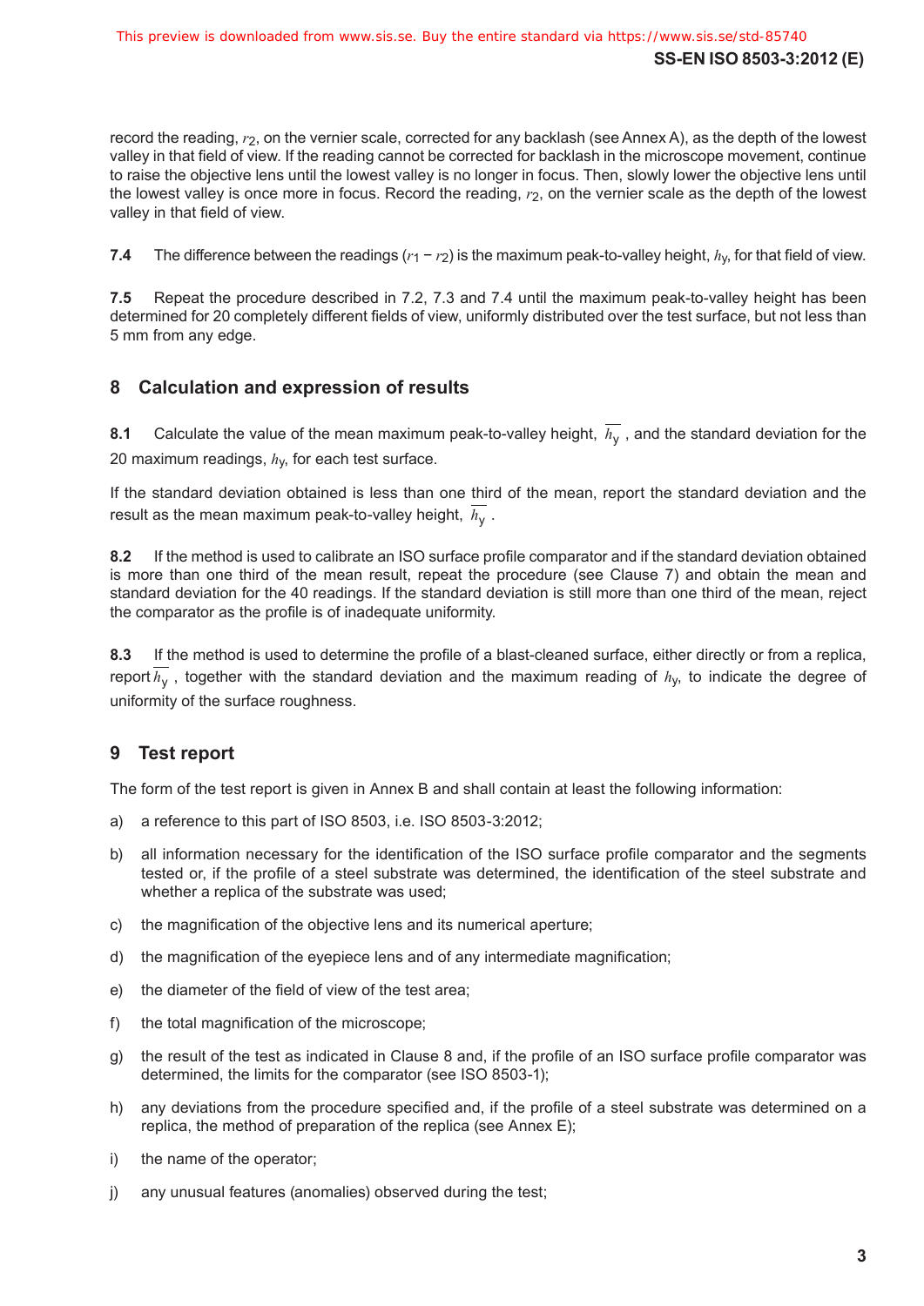record the reading, $r_2$, on the vernier scale, corrected for any backlash (see Annex A), as the depth of the lowest valley in that field of view. If the reading cannot be corrected for backlash in the microscope movement, continue to raise the objective lens until the lowest valley is no longer in focus. Then, slowly lower the objective lens until the lowest valley is once more in focus. Record the reading, $r_2$, on the vernier scale as the depth of the lowest valley in that field of view.

**7.4** The difference between the readings ($r_1 - r_2$) is the maximum peak-to-valley height, $h_y$, for that field of view.

**7.5** Repeat the procedure described in 7.2, 7.3 and 7.4 until the maximum peak-to-valley height has been determined for 20 completely different fields of view, uniformly distributed over the test surface, but not less than 5 mm from any edge.

## 8 Calculation and expression of results

**8.1** Calculate the value of the mean maximum peak-to-valley height, $\overline{h_y}$, and the standard deviation for the 20 maximum readings, $h_y$, for each test surface.

If the standard deviation obtained is less than one third of the mean, report the standard deviation and the result as the mean maximum peak-to-valley height, $\overline{h_y}$.

**8.2** If the method is used to calibrate an ISO surface profile comparator and if the standard deviation obtained is more than one third of the mean result, repeat the procedure (see Clause 7) and obtain the mean and standard deviation for the 40 readings. If the standard deviation is still more than one third of the mean, reject the comparator as the profile is of inadequate uniformity.

**8.3** If the method is used to determine the profile of a blast-cleaned surface, either directly or from a replica, report $\overline{h_y}$, together with the standard deviation and the maximum reading of $h_y$, to indicate the degree of uniformity of the surface roughness.

## 9 Test report

The form of the test report is given in Annex B and shall contain at least the following information:

a) a reference to this part of ISO 8503, i.e. ISO 8503-3:2012;

b) all information necessary for the identification of the ISO surface profile comparator and the segments tested or, if the profile of a steel substrate was determined, the identification of the steel substrate and whether a replica of the substrate was used;

c) the magnification of the objective lens and its numerical aperture;

d) the magnification of the eyepiece lens and of any intermediate magnification;

e) the diameter of the field of view of the test area;

f) the total magnification of the microscope;

g) the result of the test as indicated in Clause 8 and, if the profile of an ISO surface profile comparator was determined, the limits for the comparator (see ISO 8503-1);

h) any deviations from the procedure specified and, if the profile of a steel substrate was determined on a replica, the method of preparation of the replica (see Annex E);

i) the name of the operator;

j) any unusual features (anomalies) observed during the test;